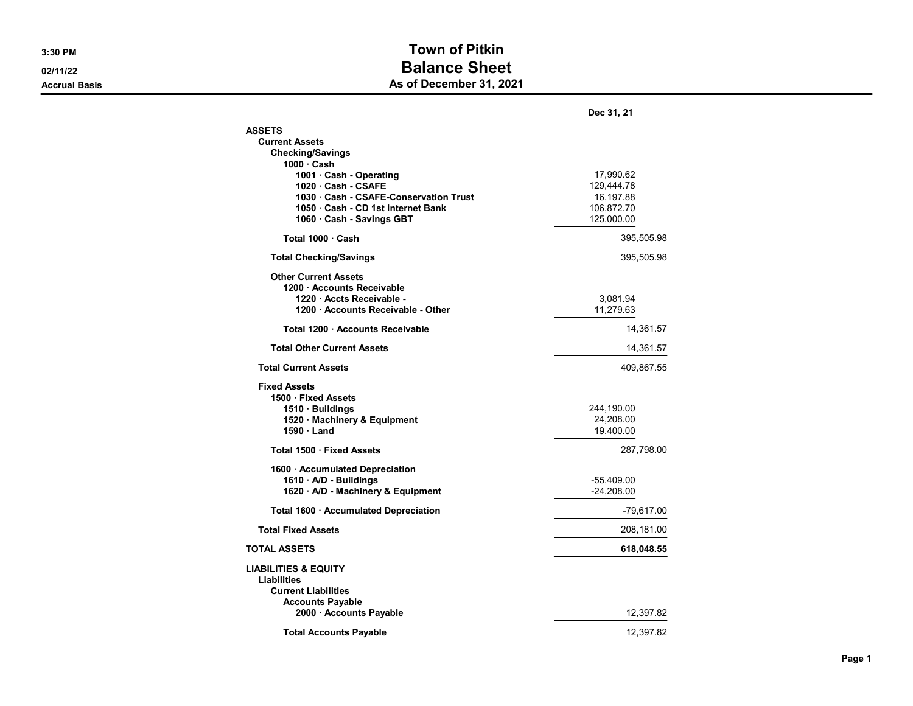3:30 PM
02/11/22
Accrual Basis

# Town of Pitkin
## Balance Sheet
### As of December 31, 2021

| | | Dec 31, 21 |
|---|---|---|
| **ASSETS** | | |
| **Current Assets** | | |
| **Checking/Savings** | | |
| **1000 · Cash** | | |
| **1001 · Cash - Operating** | 17,990.62 | |
| **1020 · Cash - CSAFE** | 129,444.78 | |
| **1030 · Cash - CSAFE-Conservation Trust** | 16,197.88 | |
| **1050 · Cash - CD 1st Internet Bank** | 106,872.70 | |
| **1060 · Cash - Savings GBT** | 125,000.00 | |
| **Total 1000 · Cash** | | 395,505.98 |
| **Total Checking/Savings** | | 395,505.98 |
| **Other Current Assets** | | |
| **1200 · Accounts Receivable** | | |
| **1220 · Accts Receivable -** | 3,081.94 | |
| **1200 · Accounts Receivable - Other** | 11,279.63 | |
| **Total 1200 · Accounts Receivable** | | 14,361.57 |
| **Total Other Current Assets** | | 14,361.57 |
| **Total Current Assets** | | 409,867.55 |
| **Fixed Assets** | | |
| **1500 · Fixed Assets** | | |
| **1510 · Buildings** | 244,190.00 | |
| **1520 · Machinery & Equipment** | 24,208.00 | |
| **1590 · Land** | 19,400.00 | |
| **Total 1500 · Fixed Assets** | | 287,798.00 |
| **1600 · Accumulated Depreciation** | | |
| **1610 · A/D - Buildings** | -55,409.00 | |
| **1620 · A/D - Machinery & Equipment** | -24,208.00 | |
| **Total 1600 · Accumulated Depreciation** | | -79,617.00 |
| **Total Fixed Assets** | | 208,181.00 |
| **TOTAL ASSETS** | | **618,048.55** |
| **LIABILITIES & EQUITY** | | |
| **Liabilities** | | |
| **Current Liabilities** | | |
| **Accounts Payable** | | |
| **2000 · Accounts Payable** | | 12,397.82 |
| **Total Accounts Payable** | | 12,397.82 |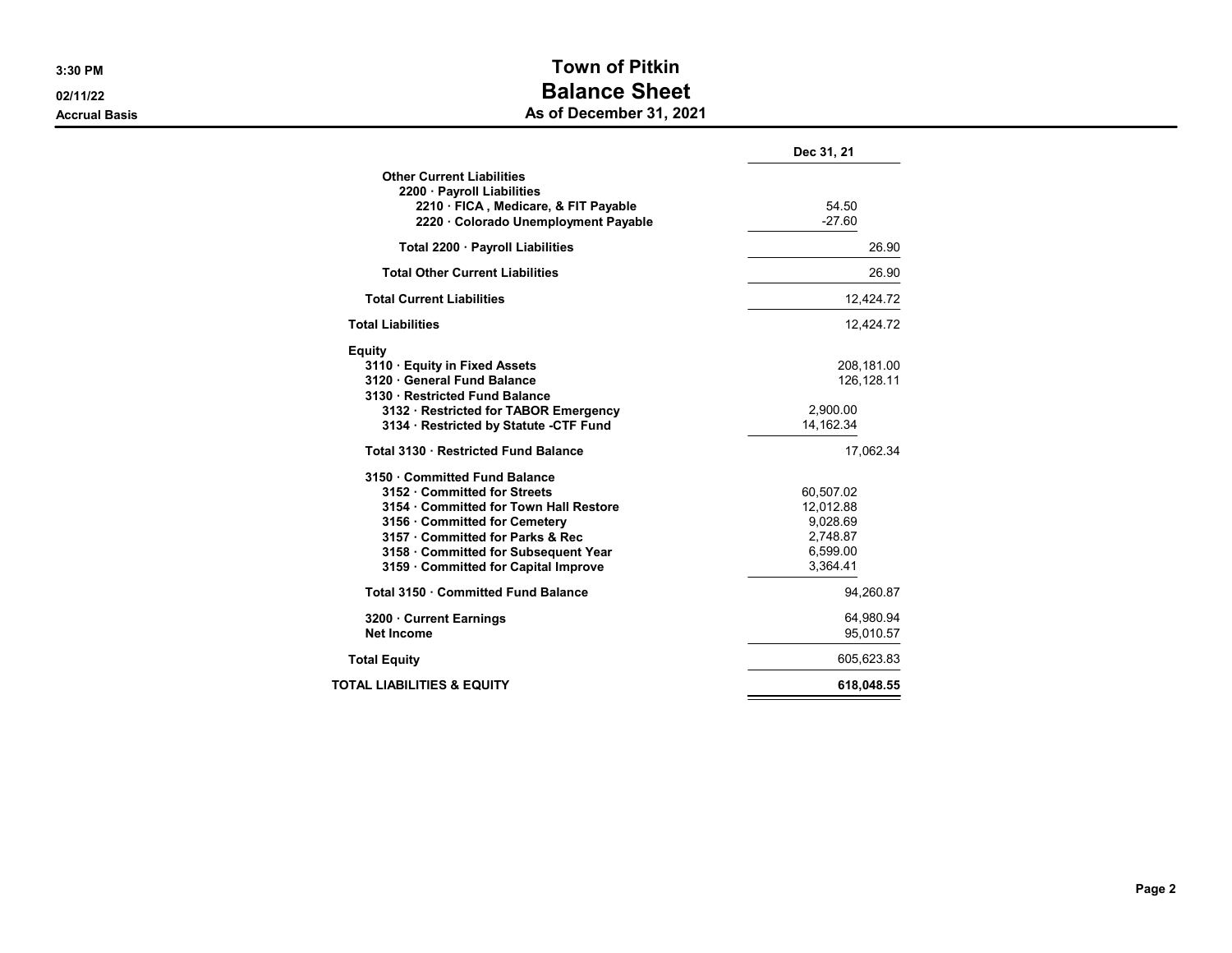# Town of Pitkin
## Balance Sheet
### As of December 31, 2021

3:30 PM
02/11/22
Accrual Basis

| | | Dec 31, 21 |
|---|---|---|
| **Other Current Liabilities** | | |
| **2200 · Payroll Liabilities** | | |
| **2210 · FICA , Medicare, & FIT Payable** | 54.50 | |
| **2220 · Colorado Unemployment Payable** | -27.60 | |
| **Total 2200 · Payroll Liabilities** | | 26.90 |
| **Total Other Current Liabilities** | | 26.90 |
| **Total Current Liabilities** | | 12,424.72 |
| **Total Liabilities** | | 12,424.72 |
| **Equity** | | |
| **3110 · Equity in Fixed Assets** | | 208,181.00 |
| **3120 · General Fund Balance** | | 126,128.11 |
| **3130 · Restricted Fund Balance** | | |
| **3132 · Restricted for TABOR Emergency** | 2,900.00 | |
| **3134 · Restricted by Statute -CTF Fund** | 14,162.34 | |
| **Total 3130 · Restricted Fund Balance** | | 17,062.34 |
| **3150 · Committed Fund Balance** | | |
| **3152 · Committed for Streets** | 60,507.02 | |
| **3154 · Committed for Town Hall Restore** | 12,012.88 | |
| **3156 · Committed for Cemetery** | 9,028.69 | |
| **3157 · Committed for Parks & Rec** | 2,748.87 | |
| **3158 · Committed for Subsequent Year** | 6,599.00 | |
| **3159 · Committed for Capital Improve** | 3,364.41 | |
| **Total 3150 · Committed Fund Balance** | | 94,260.87 |
| **3200 · Current Earnings** | | 64,980.94 |
| **Net Income** | | 95,010.57 |
| **Total Equity** | | 605,623.83 |
| **TOTAL LIABILITIES & EQUITY** | | **618,048.55** |